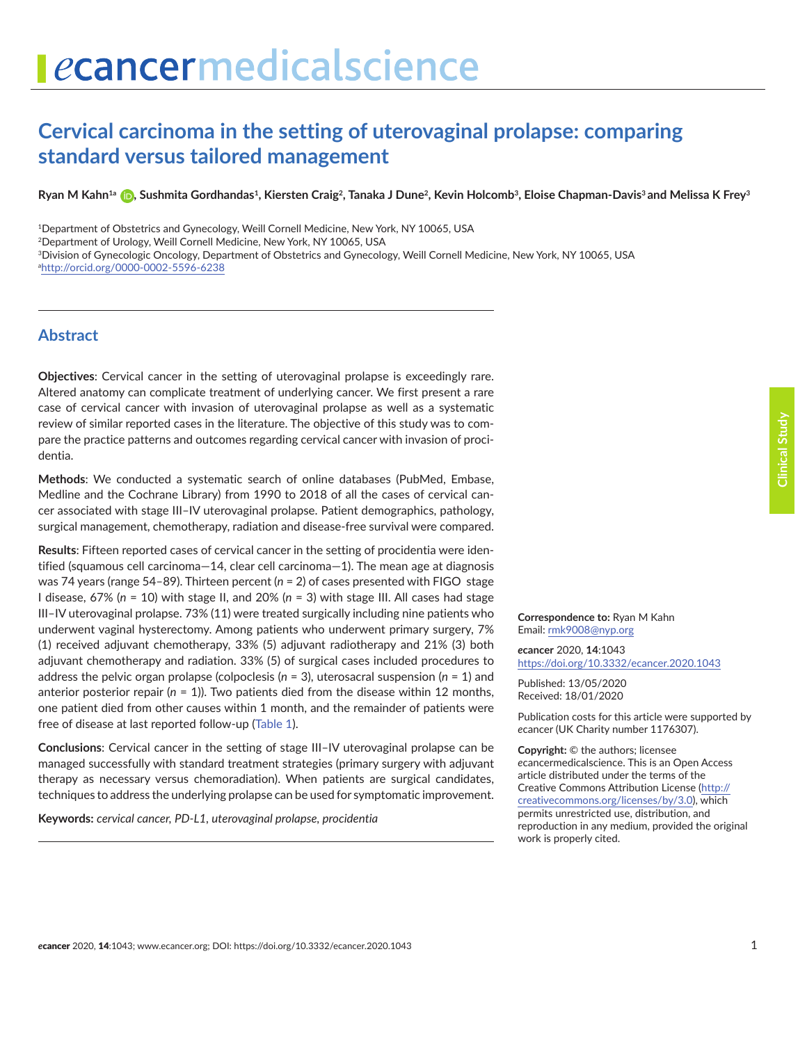# Cervical carcinoma in the setting of uterovaginal prolapse: comparing standard versus tailored management

**Ryan M Kahn[1a], Sushmita Gordhandas[1], Kiersten Craig[2], Tanaka J Dune[2], Kevin Holcomb[3], Eloise Chapman-Davis[3] and Melissa K Frey[3]**

[1]Department of Obstetrics and Gynecology, Weill Cornell Medicine, New York, NY 10065, USA
[2]Department of Urology, Weill Cornell Medicine, New York, NY 10065, USA
[3]Division of Gynecologic Oncology, Department of Obstetrics and Gynecology, Weill Cornell Medicine, New York, NY 10065, USA
[a]http://orcid.org/0000-0002-5596-6238

## Abstract

**Objectives**: Cervical cancer in the setting of uterovaginal prolapse is exceedingly rare. Altered anatomy can complicate treatment of underlying cancer. We first present a rare case of cervical cancer with invasion of uterovaginal prolapse as well as a systematic review of similar reported cases in the literature. The objective of this study was to compare the practice patterns and outcomes regarding cervical cancer with invasion of procidentia.

**Methods**: We conducted a systematic search of online databases (PubMed, Embase, Medline and the Cochrane Library) from 1990 to 2018 of all the cases of cervical cancer associated with stage III–IV uterovaginal prolapse. Patient demographics, pathology, surgical management, chemotherapy, radiation and disease-free survival were compared.

**Results**: Fifteen reported cases of cervical cancer in the setting of procidentia were identified (squamous cell carcinoma—14, clear cell carcinoma—1). The mean age at diagnosis was 74 years (range 54–89). Thirteen percent (*n* = 2) of cases presented with FIGO stage I disease, 67% (*n* = 10) with stage II, and 20% (*n* = 3) with stage III. All cases had stage III–IV uterovaginal prolapse. 73% (11) were treated surgically including nine patients who underwent vaginal hysterectomy. Among patients who underwent primary surgery, 7% (1) received adjuvant chemotherapy, 33% (5) adjuvant radiotherapy and 21% (3) both adjuvant chemotherapy and radiation. 33% (5) of surgical cases included procedures to address the pelvic organ prolapse (colpoclesis (*n* = 3), uterosacral suspension (*n* = 1) and anterior posterior repair (*n* = 1)). Two patients died from the disease within 12 months, one patient died from other causes within 1 month, and the remainder of patients were free of disease at last reported follow-up (Table 1).

**Conclusions**: Cervical cancer in the setting of stage III–IV uterovaginal prolapse can be managed successfully with standard treatment strategies (primary surgery with adjuvant therapy as necessary versus chemoradiation). When patients are surgical candidates, techniques to address the underlying prolapse can be used for symptomatic improvement.

**Keywords:** *cervical cancer, PD-L1, uterovaginal prolapse, procidentia*

**Correspondence to:** Ryan M Kahn
Email: rmk9008@nyp.org

*e*cancer 2020, **14**:1043
https://doi.org/10.3332/ecancer.2020.1043

Published: 13/05/2020
Received: 18/01/2020

Publication costs for this article were supported by *e*cancer (UK Charity number 1176307).

**Copyright:** © the authors; licensee *e*cancermedicalscience. This is an Open Access article distributed under the terms of the Creative Commons Attribution License (http://creativecommons.org/licenses/by/3.0), which permits unrestricted use, distribution, and reproduction in any medium, provided the original work is properly cited.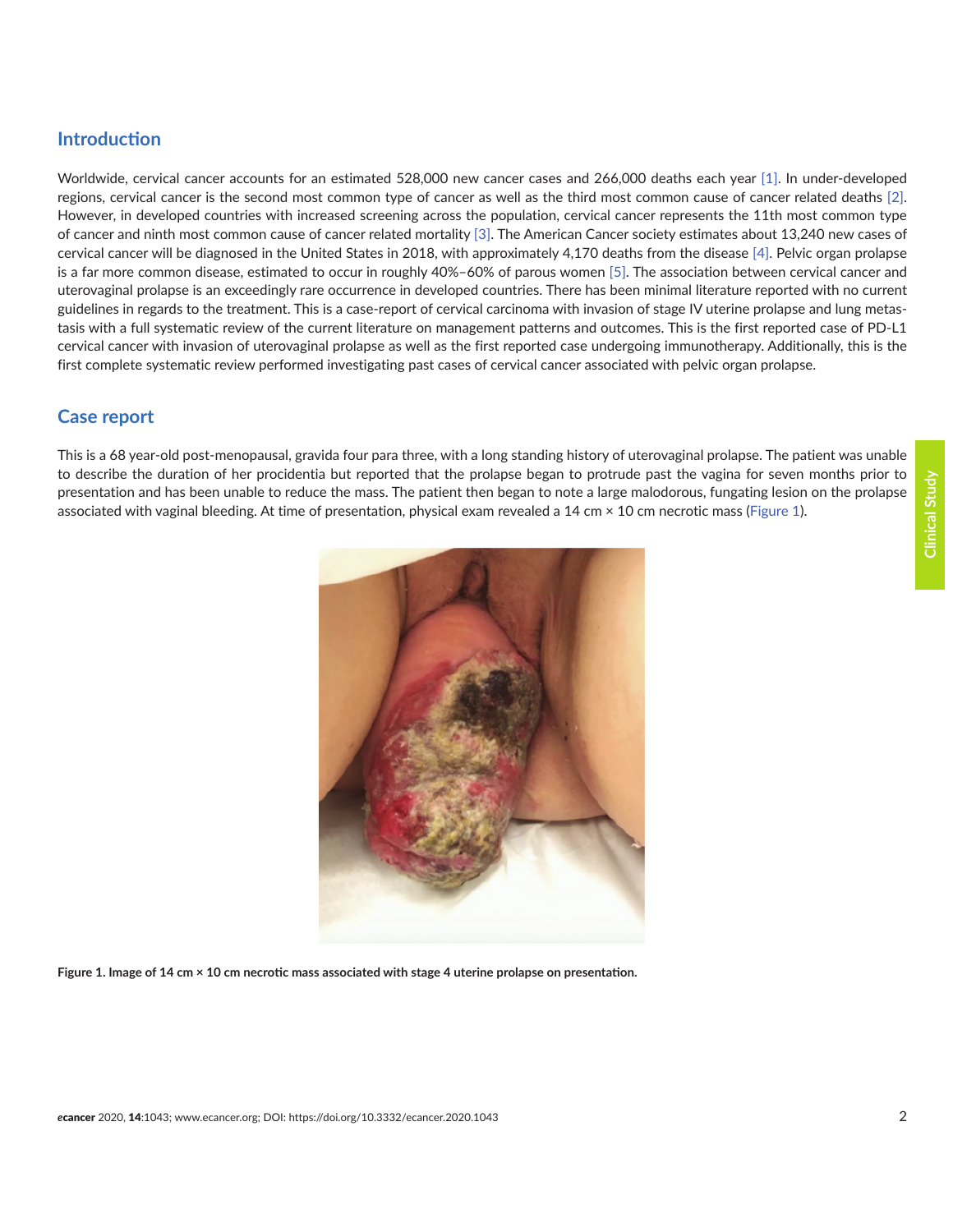## Introduction

Worldwide, cervical cancer accounts for an estimated 528,000 new cancer cases and 266,000 deaths each year [1]. In under-developed regions, cervical cancer is the second most common type of cancer as well as the third most common cause of cancer related deaths [2]. However, in developed countries with increased screening across the population, cervical cancer represents the 11th most common type of cancer and ninth most common cause of cancer related mortality [3]. The American Cancer society estimates about 13,240 new cases of cervical cancer will be diagnosed in the United States in 2018, with approximately 4,170 deaths from the disease [4]. Pelvic organ prolapse is a far more common disease, estimated to occur in roughly 40%–60% of parous women [5]. The association between cervical cancer and uterovaginal prolapse is an exceedingly rare occurrence in developed countries. There has been minimal literature reported with no current guidelines in regards to the treatment. This is a case-report of cervical carcinoma with invasion of stage IV uterine prolapse and lung metastasis with a full systematic review of the current literature on management patterns and outcomes. This is the first reported case of PD-L1 cervical cancer with invasion of uterovaginal prolapse as well as the first reported case undergoing immunotherapy. Additionally, this is the first complete systematic review performed investigating past cases of cervical cancer associated with pelvic organ prolapse.

## Case report

This is a 68 year-old post-menopausal, gravida four para three, with a long standing history of uterovaginal prolapse. The patient was unable to describe the duration of her procidentia but reported that the prolapse began to protrude past the vagina for seven months prior to presentation and has been unable to reduce the mass. The patient then began to note a large malodorous, fungating lesion on the prolapse associated with vaginal bleeding. At time of presentation, physical exam revealed a 14 cm × 10 cm necrotic mass (Figure 1).

**Figure 1. Image of 14 cm × 10 cm necrotic mass associated with stage 4 uterine prolapse on presentation.**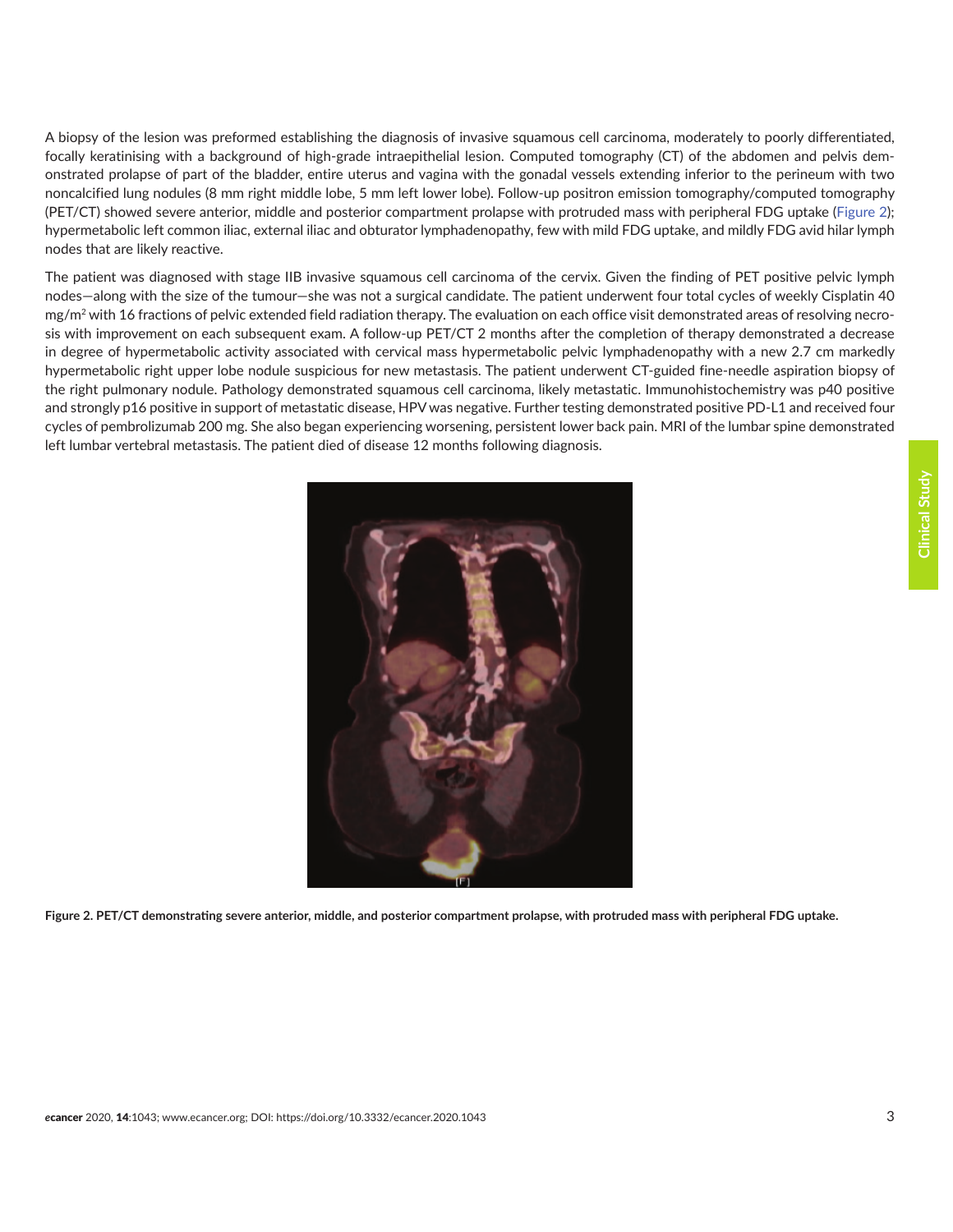A biopsy of the lesion was preformed establishing the diagnosis of invasive squamous cell carcinoma, moderately to poorly differentiated, focally keratinising with a background of high-grade intraepithelial lesion. Computed tomography (CT) of the abdomen and pelvis demonstrated prolapse of part of the bladder, entire uterus and vagina with the gonadal vessels extending inferior to the perineum with two noncalcified lung nodules (8 mm right middle lobe, 5 mm left lower lobe). Follow-up positron emission tomography/computed tomography (PET/CT) showed severe anterior, middle and posterior compartment prolapse with protruded mass with peripheral FDG uptake (Figure 2); hypermetabolic left common iliac, external iliac and obturator lymphadenopathy, few with mild FDG uptake, and mildly FDG avid hilar lymph nodes that are likely reactive.

The patient was diagnosed with stage IIB invasive squamous cell carcinoma of the cervix. Given the finding of PET positive pelvic lymph nodes—along with the size of the tumour—she was not a surgical candidate. The patient underwent four total cycles of weekly Cisplatin 40 mg/m$^2$ with 16 fractions of pelvic extended field radiation therapy. The evaluation on each office visit demonstrated areas of resolving necrosis with improvement on each subsequent exam. A follow-up PET/CT 2 months after the completion of therapy demonstrated a decrease in degree of hypermetabolic activity associated with cervical mass hypermetabolic pelvic lymphadenopathy with a new 2.7 cm markedly hypermetabolic right upper lobe nodule suspicious for new metastasis. The patient underwent CT-guided fine-needle aspiration biopsy of the right pulmonary nodule. Pathology demonstrated squamous cell carcinoma, likely metastatic. Immunohistochemistry was p40 positive and strongly p16 positive in support of metastatic disease, HPV was negative. Further testing demonstrated positive PD-L1 and received four cycles of pembrolizumab 200 mg. She also began experiencing worsening, persistent lower back pain. MRI of the lumbar spine demonstrated left lumbar vertebral metastasis. The patient died of disease 12 months following diagnosis.

**Figure 2. PET/CT demonstrating severe anterior, middle, and posterior compartment prolapse, with protruded mass with peripheral FDG uptake.**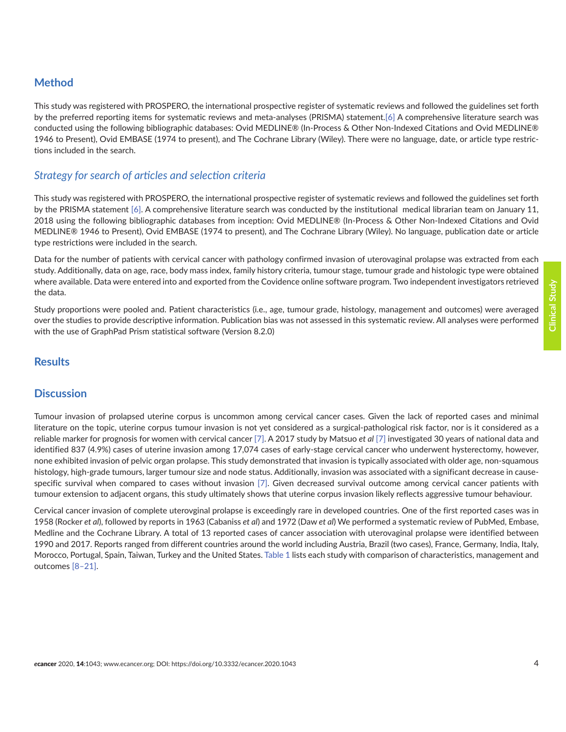## Method

This study was registered with PROSPERO, the international prospective register of systematic reviews and followed the guidelines set forth by the preferred reporting items for systematic reviews and meta-analyses (PRISMA) statement.[6] A comprehensive literature search was conducted using the following bibliographic databases: Ovid MEDLINE® (In-Process & Other Non-Indexed Citations and Ovid MEDLINE® 1946 to Present), Ovid EMBASE (1974 to present), and The Cochrane Library (Wiley). There were no language, date, or article type restrictions included in the search.

### *Strategy for search of articles and selection criteria*

This study was registered with PROSPERO, the international prospective register of systematic reviews and followed the guidelines set forth by the PRISMA statement [6]. A comprehensive literature search was conducted by the institutional medical librarian team on January 11, 2018 using the following bibliographic databases from inception: Ovid MEDLINE® (In-Process & Other Non-Indexed Citations and Ovid MEDLINE® 1946 to Present), Ovid EMBASE (1974 to present), and The Cochrane Library (Wiley). No language, publication date or article type restrictions were included in the search.

Data for the number of patients with cervical cancer with pathology confirmed invasion of uterovaginal prolapse was extracted from each study. Additionally, data on age, race, body mass index, family history criteria, tumour stage, tumour grade and histologic type were obtained where available. Data were entered into and exported from the Covidence online software program. Two independent investigators retrieved the data.

Study proportions were pooled and. Patient characteristics (i.e., age, tumour grade, histology, management and outcomes) were averaged over the studies to provide descriptive information. Publication bias was not assessed in this systematic review. All analyses were performed with the use of GraphPad Prism statistical software (Version 8.2.0)

## Results

## Discussion

Tumour invasion of prolapsed uterine corpus is uncommon among cervical cancer cases. Given the lack of reported cases and minimal literature on the topic, uterine corpus tumour invasion is not yet considered as a surgical-pathological risk factor, nor is it considered as a reliable marker for prognosis for women with cervical cancer [7]. A 2017 study by Matsuo *et al* [7] investigated 30 years of national data and identified 837 (4.9%) cases of uterine invasion among 17,074 cases of early-stage cervical cancer who underwent hysterectomy, however, none exhibited invasion of pelvic organ prolapse. This study demonstrated that invasion is typically associated with older age, non-squamous histology, high-grade tumours, larger tumour size and node status. Additionally, invasion was associated with a significant decrease in cause-specific survival when compared to cases without invasion [7]. Given decreased survival outcome among cervical cancer patients with tumour extension to adjacent organs, this study ultimately shows that uterine corpus invasion likely reflects aggressive tumour behaviour.

Cervical cancer invasion of complete uterovginal prolapse is exceedingly rare in developed countries. One of the first reported cases was in 1958 (Rocker *et al*), followed by reports in 1963 (Cabaniss *et al*) and 1972 (Daw *et al*) We performed a systematic review of PubMed, Embase, Medline and the Cochrane Library. A total of 13 reported cases of cancer association with uterovaginal prolapse were identified between 1990 and 2017. Reports ranged from different countries around the world including Austria, Brazil (two cases), France, Germany, India, Italy, Morocco, Portugal, Spain, Taiwan, Turkey and the United States. Table 1 lists each study with comparison of characteristics, management and outcomes [8–21].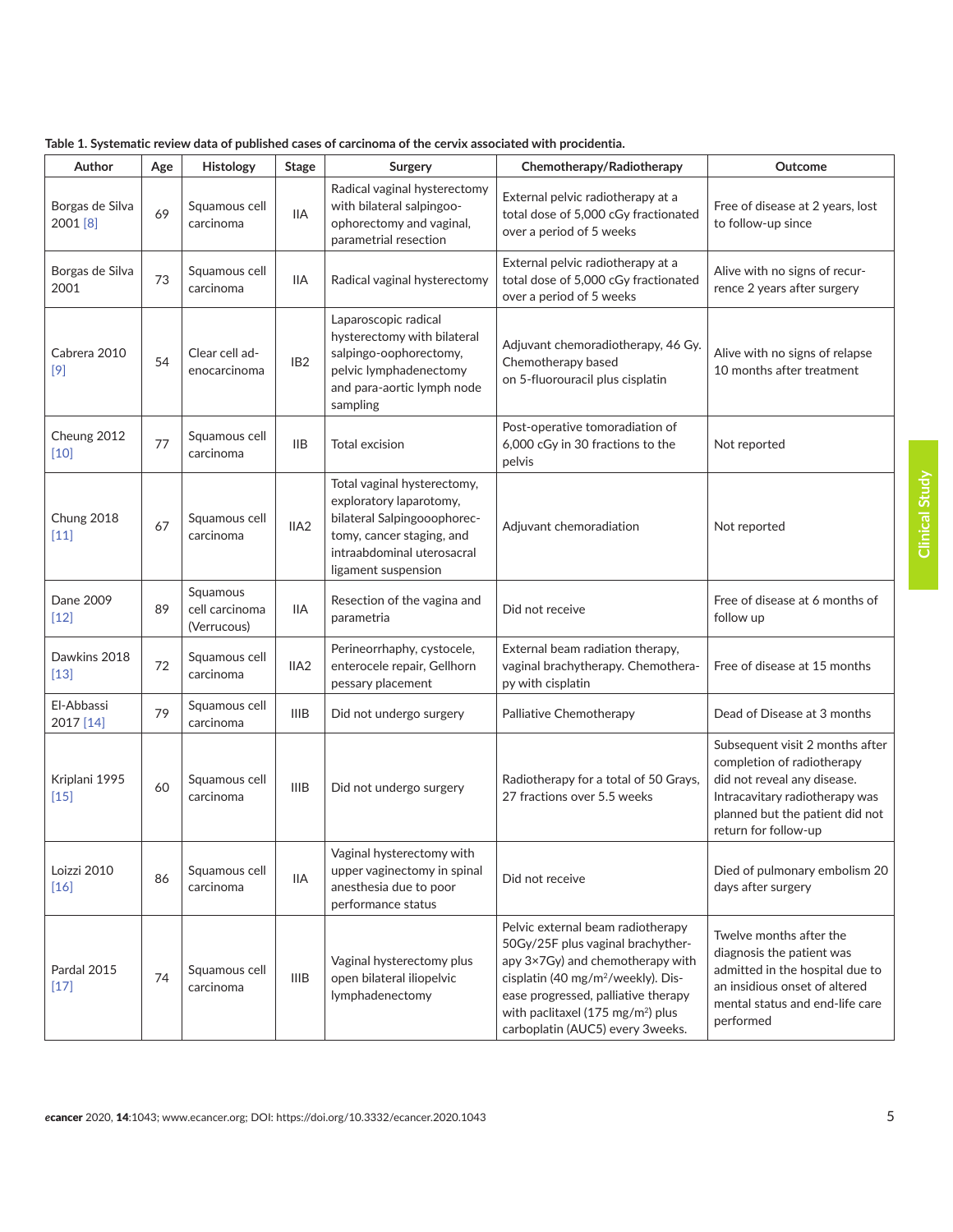**Table 1. Systematic review data of published cases of carcinoma of the cervix associated with procidentia.**

| Author | Age | Histology | Stage | Surgery | Chemotherapy/Radiotherapy | Outcome |
|---|---|---|---|---|---|---|
| Borgas de Silva 2001 [8] | 69 | Squamous cell carcinoma | IIA | Radical vaginal hysterectomy with bilateral salpingoo-ophorectomy and vaginal, parametrial resection | External pelvic radiotherapy at a total dose of 5,000 cGy fractionated over a period of 5 weeks | Free of disease at 2 years, lost to follow-up since |
| Borgas de Silva 2001 | 73 | Squamous cell carcinoma | IIA | Radical vaginal hysterectomy | External pelvic radiotherapy at a total dose of 5,000 cGy fractionated over a period of 5 weeks | Alive with no signs of recurrence 2 years after surgery |
| Cabrera 2010 [9] | 54 | Clear cell adenocarcinoma | IB2 | Laparoscopic radical hysterectomy with bilateral salpingo-oophorectomy, pelvic lymphadenectomy and para-aortic lymph node sampling | Adjuvant chemoradiotherapy, 46 Gy. Chemotherapy based on 5-fluorouracil plus cisplatin | Alive with no signs of relapse 10 months after treatment |
| Cheung 2012 [10] | 77 | Squamous cell carcinoma | IIB | Total excision | Post-operative tomoradiation of 6,000 cGy in 30 fractions to the pelvis | Not reported |
| Chung 2018 [11] | 67 | Squamous cell carcinoma | IIA2 | Total vaginal hysterectomy, exploratory laparotomy, bilateral Salpingooophorectomy, cancer staging, and intraabdominal uterosacral ligament suspension | Adjuvant chemoradiation | Not reported |
| Dane 2009 [12] | 89 | Squamous cell carcinoma (Verrucous) | IIA | Resection of the vagina and parametria | Did not receive | Free of disease at 6 months of follow up |
| Dawkins 2018 [13] | 72 | Squamous cell carcinoma | IIA2 | Perineorrhaphy, cystocele, enterocele repair, Gellhorn pessary placement | External beam radiation therapy, vaginal brachytherapy. Chemotherapy with cisplatin | Free of disease at 15 months |
| El-Abbassi 2017 [14] | 79 | Squamous cell carcinoma | IIIB | Did not undergo surgery | Palliative Chemotherapy | Dead of Disease at 3 months |
| Kriplani 1995 [15] | 60 | Squamous cell carcinoma | IIIB | Did not undergo surgery | Radiotherapy for a total of 50 Grays, 27 fractions over 5.5 weeks | Subsequent visit 2 months after completion of radiotherapy did not reveal any disease. Intracavitary radiotherapy was planned but the patient did not return for follow-up |
| Loizzi 2010 [16] | 86 | Squamous cell carcinoma | IIA | Vaginal hysterectomy with upper vaginectomy in spinal anesthesia due to poor performance status | Did not receive | Died of pulmonary embolism 20 days after surgery |
| Pardal 2015 [17] | 74 | Squamous cell carcinoma | IIIB | Vaginal hysterectomy plus open bilateral iliopelvic lymphadenectomy | Pelvic external beam radiotherapy 50Gy/25F plus vaginal brachytherapy 3×7Gy) and chemotherapy with cisplatin (40 mg/m$^2$/weekly). Disease progressed, palliative therapy with paclitaxel (175 mg/m$^2$) plus carboplatin (AUC5) every 3weeks. | Twelve months after the diagnosis the patient was admitted in the hospital due to an insidious onset of altered mental status and end-life care performed |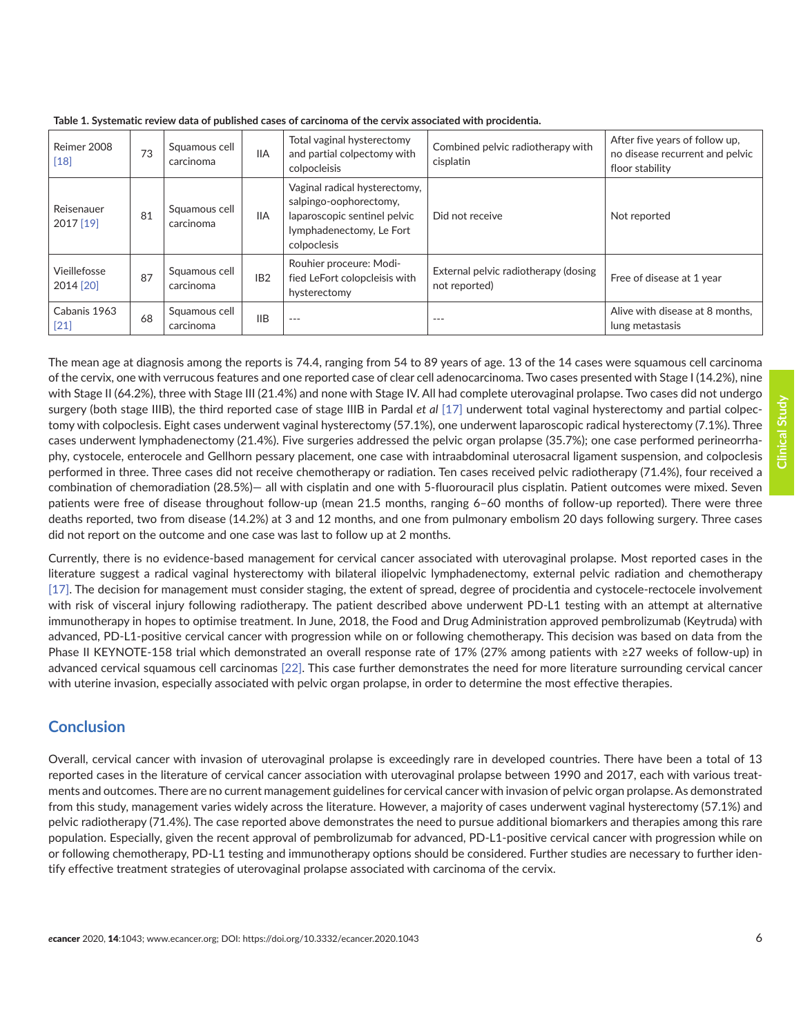**Table 1. Systematic review data of published cases of carcinoma of the cervix associated with procidentia.**

| | | | | | | |
|---|---|---|---|---|---|---|
| Reimer 2008 [18] | 73 | Squamous cell carcinoma | IIA | Total vaginal hysterectomy and partial colpectomy with colpocleisis | Combined pelvic radiotherapy with cisplatin | After five years of follow up, no disease recurrent and pelvic floor stability |
| Reisenauer 2017 [19] | 81 | Squamous cell carcinoma | IIA | Vaginal radical hysterectomy, salpingo-oophorectomy, laparoscopic sentinel pelvic lymphadenectomy, Le Fort colpoclesis | Did not receive | Not reported |
| Vieillefosse 2014 [20] | 87 | Squamous cell carcinoma | IB2 | Rouhier proceure: Modified LeFort colopcleisis with hysterectomy | External pelvic radiotherapy (dosing not reported) | Free of disease at 1 year |
| Cabanis 1963 [21] | 68 | Squamous cell carcinoma | IIB | --- | --- | Alive with disease at 8 months, lung metastasis |

The mean age at diagnosis among the reports is 74.4, ranging from 54 to 89 years of age. 13 of the 14 cases were squamous cell carcinoma of the cervix, one with verrucous features and one reported case of clear cell adenocarcinoma. Two cases presented with Stage I (14.2%), nine with Stage II (64.2%), three with Stage III (21.4%) and none with Stage IV. All had complete uterovaginal prolapse. Two cases did not undergo surgery (both stage IIIB), the third reported case of stage IIIB in Pardal *et al* [17] underwent total vaginal hysterectomy and partial colpectomy with colpoclesis. Eight cases underwent vaginal hysterectomy (57.1%), one underwent laparoscopic radical hysterectomy (7.1%). Three cases underwent lymphadenectomy (21.4%). Five surgeries addressed the pelvic organ prolapse (35.7%); one case performed perineorrhaphy, cystocele, enterocele and Gellhorn pessary placement, one case with intraabdominal uterosacral ligament suspension, and colpoclesis performed in three. Three cases did not receive chemotherapy or radiation. Ten cases received pelvic radiotherapy (71.4%), four received a combination of chemoradiation (28.5%)— all with cisplatin and one with 5-fluorouracil plus cisplatin. Patient outcomes were mixed. Seven patients were free of disease throughout follow-up (mean 21.5 months, ranging 6–60 months of follow-up reported). There were three deaths reported, two from disease (14.2%) at 3 and 12 months, and one from pulmonary embolism 20 days following surgery. Three cases did not report on the outcome and one case was last to follow up at 2 months.

Currently, there is no evidence-based management for cervical cancer associated with uterovaginal prolapse. Most reported cases in the literature suggest a radical vaginal hysterectomy with bilateral iliopelvic lymphadenectomy, external pelvic radiation and chemotherapy [17]. The decision for management must consider staging, the extent of spread, degree of procidentia and cystocele-rectocele involvement with risk of visceral injury following radiotherapy. The patient described above underwent PD-L1 testing with an attempt at alternative immunotherapy in hopes to optimise treatment. In June, 2018, the Food and Drug Administration approved pembrolizumab (Keytruda) with advanced, PD-L1-positive cervical cancer with progression while on or following chemotherapy. This decision was based on data from the Phase II KEYNOTE-158 trial which demonstrated an overall response rate of 17% (27% among patients with ≥27 weeks of follow-up) in advanced cervical squamous cell carcinomas [22]. This case further demonstrates the need for more literature surrounding cervical cancer with uterine invasion, especially associated with pelvic organ prolapse, in order to determine the most effective therapies.

## Conclusion

Overall, cervical cancer with invasion of uterovaginal prolapse is exceedingly rare in developed countries. There have been a total of 13 reported cases in the literature of cervical cancer association with uterovaginal prolapse between 1990 and 2017, each with various treatments and outcomes. There are no current management guidelines for cervical cancer with invasion of pelvic organ prolapse. As demonstrated from this study, management varies widely across the literature. However, a majority of cases underwent vaginal hysterectomy (57.1%) and pelvic radiotherapy (71.4%). The case reported above demonstrates the need to pursue additional biomarkers and therapies among this rare population. Especially, given the recent approval of pembrolizumab for advanced, PD-L1-positive cervical cancer with progression while on or following chemotherapy, PD-L1 testing and immunotherapy options should be considered. Further studies are necessary to further identify effective treatment strategies of uterovaginal prolapse associated with carcinoma of the cervix.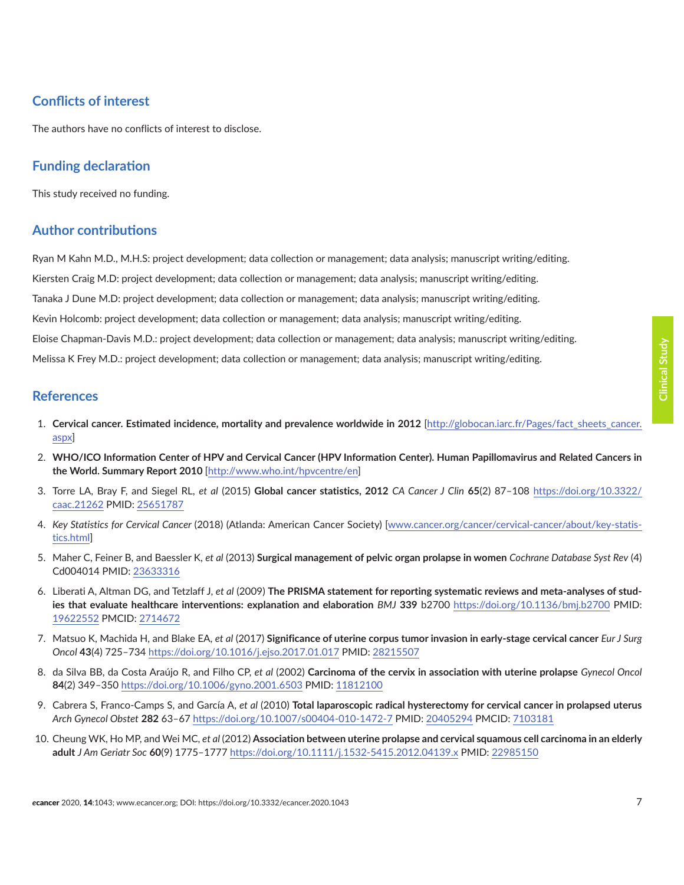## Conflicts of interest

The authors have no conflicts of interest to disclose.

## Funding declaration

This study received no funding.

## Author contributions

Ryan M Kahn M.D., M.H.S: project development; data collection or management; data analysis; manuscript writing/editing.

Kiersten Craig M.D: project development; data collection or management; data analysis; manuscript writing/editing.

Tanaka J Dune M.D: project development; data collection or management; data analysis; manuscript writing/editing.

Kevin Holcomb: project development; data collection or management; data analysis; manuscript writing/editing.

Eloise Chapman-Davis M.D.: project development; data collection or management; data analysis; manuscript writing/editing.

Melissa K Frey M.D.: project development; data collection or management; data analysis; manuscript writing/editing.

## References

1. **Cervical cancer. Estimated incidence, mortality and prevalence worldwide in 2012** [http://globocan.iarc.fr/Pages/fact_sheets_cancer.aspx]
2. **WHO/ICO Information Center of HPV and Cervical Cancer (HPV Information Center). Human Papillomavirus and Related Cancers in the World. Summary Report 2010** [http://www.who.int/hpvcentre/en]
3. Torre LA, Bray F, and Siegel RL, *et al* (2015) **Global cancer statistics, 2012** *CA Cancer J Clin* **65**(2) 87–108 https://doi.org/10.3322/caac.21262 PMID: 25651787
4. *Key Statistics for Cervical Cancer* (2018) (Atlanda: American Cancer Society) [www.cancer.org/cancer/cervical-cancer/about/key-statistics.html]
5. Maher C, Feiner B, and Baessler K, *et al* (2013) **Surgical management of pelvic organ prolapse in women** *Cochrane Database Syst Rev* (4) Cd004014 PMID: 23633316
6. Liberati A, Altman DG, and Tetzlaff J, *et al* (2009) **The PRISMA statement for reporting systematic reviews and meta-analyses of studies that evaluate healthcare interventions: explanation and elaboration** *BMJ* **339** b2700 https://doi.org/10.1136/bmj.b2700 PMID: 19622552 PMCID: 2714672
7. Matsuo K, Machida H, and Blake EA, *et al* (2017) **Significance of uterine corpus tumor invasion in early-stage cervical cancer** *Eur J Surg Oncol* **43**(4) 725–734 https://doi.org/10.1016/j.ejso.2017.01.017 PMID: 28215507
8. da Silva BB, da Costa Araújo R, and Filho CP, *et al* (2002) **Carcinoma of the cervix in association with uterine prolapse** *Gynecol Oncol* **84**(2) 349–350 https://doi.org/10.1006/gyno.2001.6503 PMID: 11812100
9. Cabrera S, Franco-Camps S, and García A, *et al* (2010) **Total laparoscopic radical hysterectomy for cervical cancer in prolapsed uterus** *Arch Gynecol Obstet* **282** 63–67 https://doi.org/10.1007/s00404-010-1472-7 PMID: 20405294 PMCID: 7103181
10. Cheung WK, Ho MP, and Wei MC, *et al* (2012) **Association between uterine prolapse and cervical squamous cell carcinoma in an elderly adult** *J Am Geriatr Soc* **60**(9) 1775–1777 https://doi.org/10.1111/j.1532-5415.2012.04139.x PMID: 22985150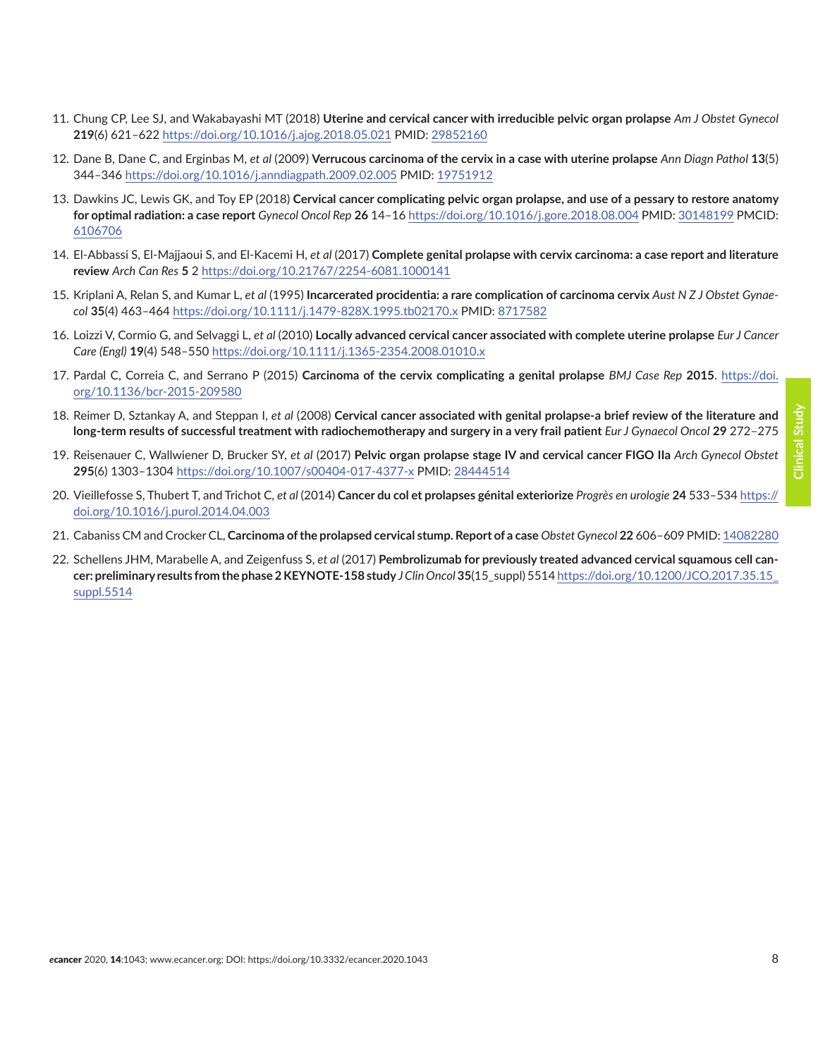11. Chung CP, Lee SJ, and Wakabayashi MT (2018) **Uterine and cervical cancer with irreducible pelvic organ prolapse** *Am J Obstet Gynecol* **219**(6) 621–622 https://doi.org/10.1016/j.ajog.2018.05.021 PMID: 29852160

12. Dane B, Dane C, and Erginbas M, *et al* (2009) **Verrucous carcinoma of the cervix in a case with uterine prolapse** *Ann Diagn Pathol* **13**(5) 344–346 https://doi.org/10.1016/j.anndiagpath.2009.02.005 PMID: 19751912

13. Dawkins JC, Lewis GK, and Toy EP (2018) **Cervical cancer complicating pelvic organ prolapse, and use of a pessary to restore anatomy for optimal radiation: a case report** *Gynecol Oncol Rep* **26** 14–16 https://doi.org/10.1016/j.gore.2018.08.004 PMID: 30148199 PMCID: 6106706

14. El-Abbassi S, El-Majjaoui S, and El-Kacemi H, *et al* (2017) **Complete genital prolapse with cervix carcinoma: a case report and literature review** *Arch Can Res* **5** 2 https://doi.org/10.21767/2254-6081.1000141

15. Kriplani A, Relan S, and Kumar L, *et al* (1995) **Incarcerated procidentia: a rare complication of carcinoma cervix** *Aust N Z J Obstet Gynaecol* **35**(4) 463–464 https://doi.org/10.1111/j.1479-828X.1995.tb02170.x PMID: 8717582

16. Loizzi V, Cormio G, and Selvaggi L, *et al* (2010) **Locally advanced cervical cancer associated with complete uterine prolapse** *Eur J Cancer Care (Engl)* **19**(4) 548–550 https://doi.org/10.1111/j.1365-2354.2008.01010.x

17. Pardal C, Correia C, and Serrano P (2015) **Carcinoma of the cervix complicating a genital prolapse** *BMJ Case Rep* **2015**. https://doi.org/10.1136/bcr-2015-209580

18. Reimer D, Sztankay A, and Steppan I, *et al* (2008) **Cervical cancer associated with genital prolapse-a brief review of the literature and long-term results of successful treatment with radiochemotherapy and surgery in a very frail patient** *Eur J Gynaecol Oncol* **29** 272–275

19. Reisenauer C, Wallwiener D, Brucker SY, *et al* (2017) **Pelvic organ prolapse stage IV and cervical cancer FIGO IIa** *Arch Gynecol Obstet* **295**(6) 1303–1304 https://doi.org/10.1007/s00404-017-4377-x PMID: 28444514

20. Vieillefosse S, Thubert T, and Trichot C, *et al* (2014) **Cancer du col et prolapses génital exteriorize** *Progrès en urologie* **24** 533–534 https://doi.org/10.1016/j.purol.2014.04.003

21. Cabaniss CM and Crocker CL, **Carcinoma of the prolapsed cervical stump. Report of a case** *Obstet Gynecol* **22** 606–609 PMID: 14082280

22. Schellens JHM, Marabelle A, and Zeigenfuss S, *et al* (2017) **Pembrolizumab for previously treated advanced cervical squamous cell cancer: preliminary results from the phase 2 KEYNOTE-158 study** *J Clin Oncol* **35**(15_suppl) 5514 https://doi.org/10.1200/JCO.2017.35.15_suppl.5514